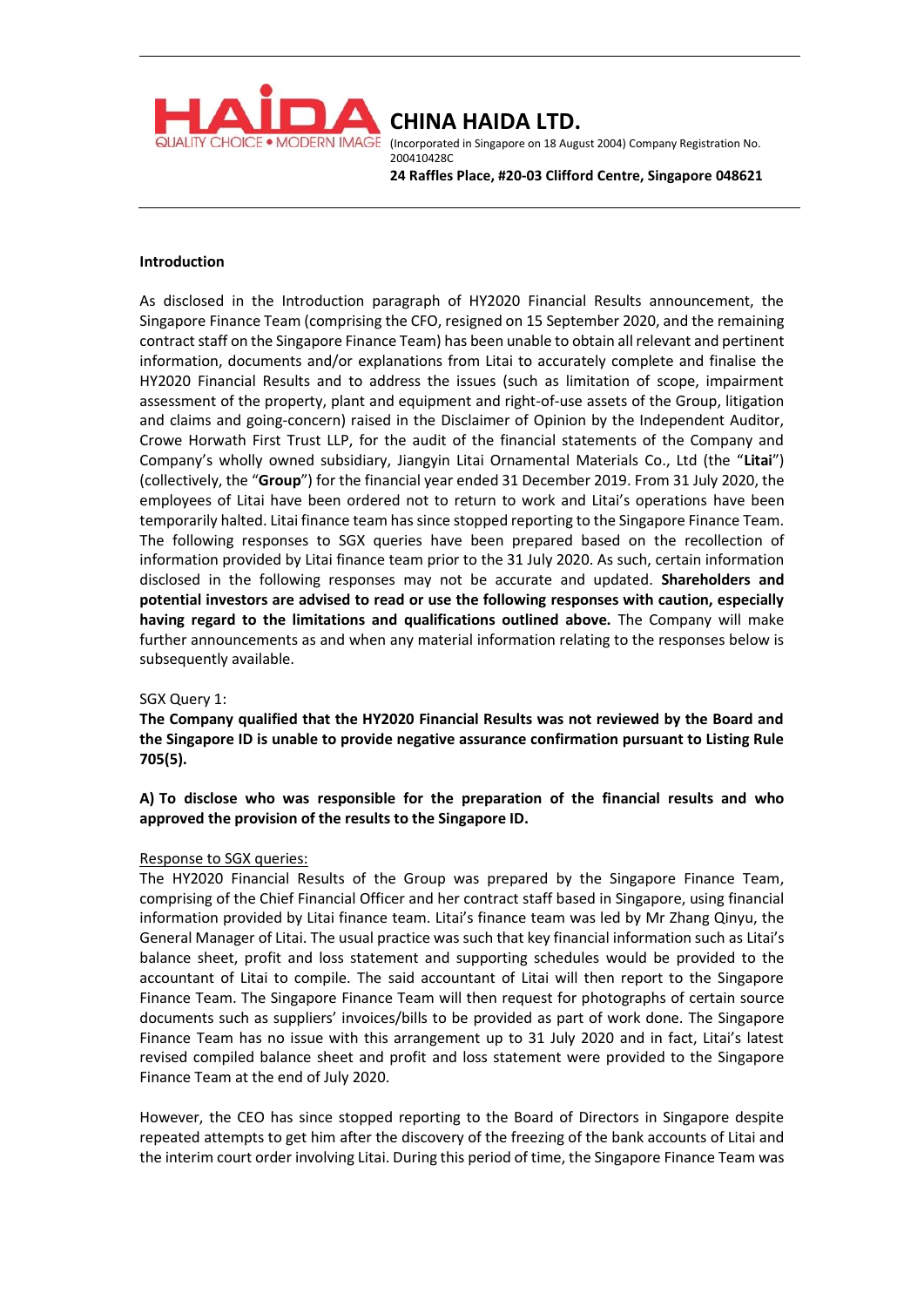**CHINA HAIDA LTD.**

(Incorporated in Singapore on 18 August 2004) Company Registration No. 200410428C

**24 Raffles Place, #20-03 Clifford Centre, Singapore 048621**

**Introduction**

As disclosed in the Introduction paragraph of HY2020 Financial Results announcement, the Singapore Finance Team (comprising the CFO, resigned on 15 September 2020, and the remaining contract staff on the Singapore Finance Team) has been unable to obtain all relevant and pertinent information, documents and/or explanations from Litai to accurately complete and finalise the HY2020 Financial Results and to address the issues (such as limitation of scope, impairment assessment of the property, plant and equipment and right-of-use assets of the Group, litigation and claims and going-concern) raised in the Disclaimer of Opinion by the Independent Auditor, Crowe Horwath First Trust LLP, for the audit of the financial statements of the Company and Company's wholly owned subsidiary, Jiangyin Litai Ornamental Materials Co., Ltd (the "**Litai**") (collectively, the "**Group**") for the financial year ended 31 December 2019. From 31 July 2020, the employees of Litai have been ordered not to return to work and Litai's operations have been temporarily halted. Litai finance team has since stopped reporting to the Singapore Finance Team. The following responses to SGX queries have been prepared based on the recollection of information provided by Litai finance team prior to the 31 July 2020. As such, certain information disclosed in the following responses may not be accurate and updated. **Shareholders and potential investors are advised to read or use the following responses with caution, especially having regard to the limitations and qualifications outlined above.** The Company will make further announcements as and when any material information relating to the responses below is subsequently available.

SGX Query 1:

**The Company qualified that the HY2020 Financial Results was not reviewed by the Board and the Singapore ID is unable to provide negative assurance confirmation pursuant to Listing Rule 705(5).**

**A) To disclose who was responsible for the preparation of the financial results and who approved the provision of the results to the Singapore ID.**

Response to SGX queries:

The HY2020 Financial Results of the Group was prepared by the Singapore Finance Team, comprising of the Chief Financial Officer and her contract staff based in Singapore, using financial information provided by Litai finance team. Litai's finance team was led by Mr Zhang Qinyu, the General Manager of Litai. The usual practice was such that key financial information such as Litai's balance sheet, profit and loss statement and supporting schedules would be provided to the accountant of Litai to compile. The said accountant of Litai will then report to the Singapore Finance Team. The Singapore Finance Team will then request for photographs of certain source documents such as suppliers' invoices/bills to be provided as part of work done. The Singapore Finance Team has no issue with this arrangement up to 31 July 2020 and in fact, Litai's latest revised compiled balance sheet and profit and loss statement were provided to the Singapore Finance Team at the end of July 2020.

However, the CEO has since stopped reporting to the Board of Directors in Singapore despite repeated attempts to get him after the discovery of the freezing of the bank accounts of Litai and the interim court order involving Litai. During this period of time, the Singapore Finance Team was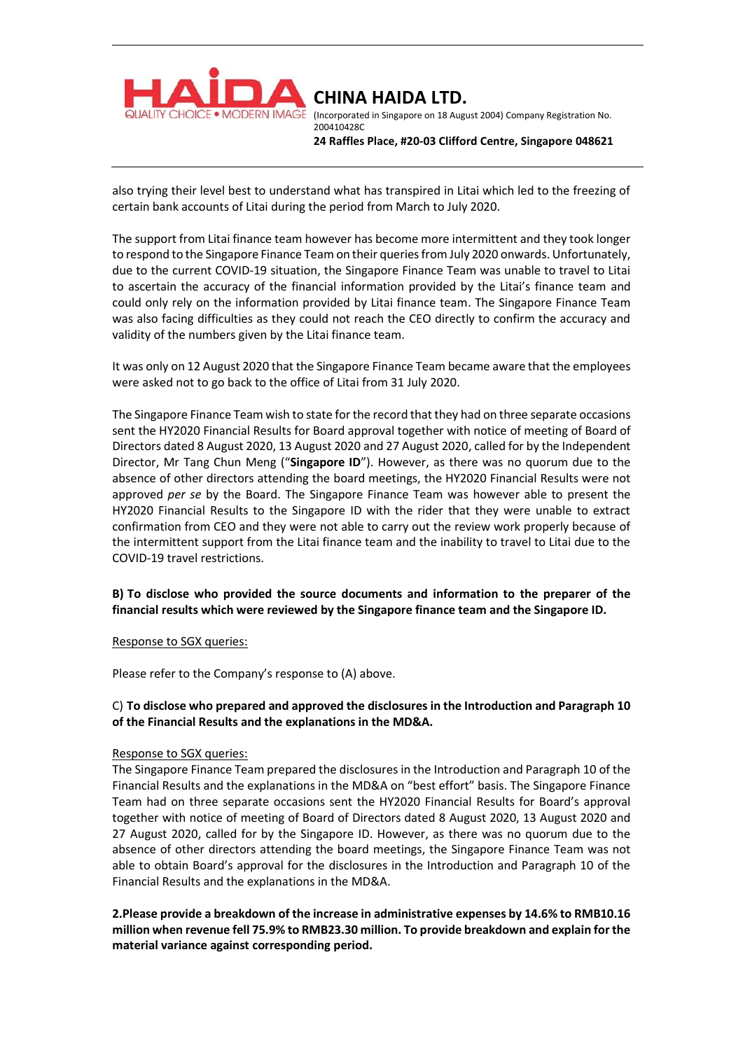also trying their level best to understand what has transpired in Litai which led to the freezing of certain bank accounts of Litai during the period from March to July 2020.

The support from Litai finance team however has become more intermittent and they took longer to respond to the Singapore Finance Team on their queries from July 2020 onwards. Unfortunately, due to the current COVID-19 situation, the Singapore Finance Team was unable to travel to Litai to ascertain the accuracy of the financial information provided by the Litai's finance team and could only rely on the information provided by Litai finance team. The Singapore Finance Team was also facing difficulties as they could not reach the CEO directly to confirm the accuracy and validity of the numbers given by the Litai finance team.

It was only on 12 August 2020 that the Singapore Finance Team became aware that the employees were asked not to go back to the office of Litai from 31 July 2020.

The Singapore Finance Team wish to state for the record that they had on three separate occasions sent the HY2020 Financial Results for Board approval together with notice of meeting of Board of Directors dated 8 August 2020, 13 August 2020 and 27 August 2020, called for by the Independent Director, Mr Tang Chun Meng ("**Singapore ID**"). However, as there was no quorum due to the absence of other directors attending the board meetings, the HY2020 Financial Results were not approved *per se* by the Board. The Singapore Finance Team was however able to present the HY2020 Financial Results to the Singapore ID with the rider that they were unable to extract confirmation from CEO and they were not able to carry out the review work properly because of the intermittent support from the Litai finance team and the inability to travel to Litai due to the COVID-19 travel restrictions.

**B) To disclose who provided the source documents and information to the preparer of the financial results which were reviewed by the Singapore finance team and the Singapore ID.**

Response to SGX queries:

Please refer to the Company's response to (A) above.

C) **To disclose who prepared and approved the disclosures in the Introduction and Paragraph 10 of the Financial Results and the explanations in the MD&A.**

Response to SGX queries:
The Singapore Finance Team prepared the disclosures in the Introduction and Paragraph 10 of the Financial Results and the explanations in the MD&A on "best effort" basis. The Singapore Finance Team had on three separate occasions sent the HY2020 Financial Results for Board's approval together with notice of meeting of Board of Directors dated 8 August 2020, 13 August 2020 and 27 August 2020, called for by the Singapore ID. However, as there was no quorum due to the absence of other directors attending the board meetings, the Singapore Finance Team was not able to obtain Board's approval for the disclosures in the Introduction and Paragraph 10 of the Financial Results and the explanations in the MD&A.

**2.Please provide a breakdown of the increase in administrative expenses by 14.6% to RMB10.16 million when revenue fell 75.9% to RMB23.30 million. To provide breakdown and explain for the material variance against corresponding period.**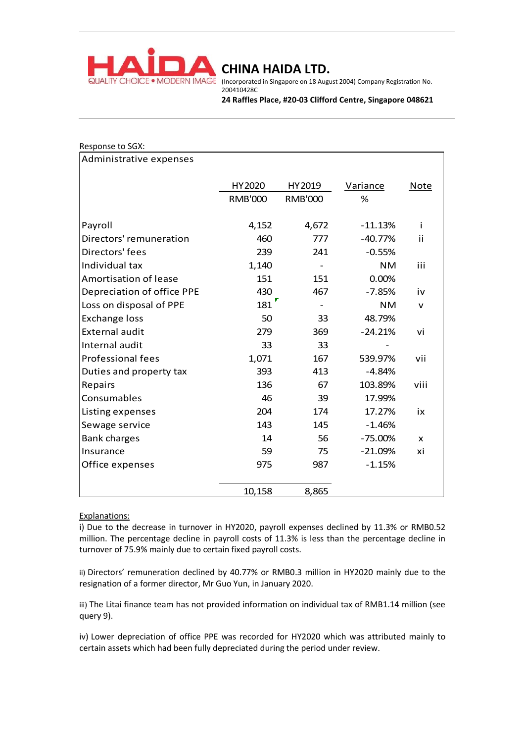**CHINA HAIDA LTD.**

(Incorporated in Singapore on 18 August 2004) Company Registration No. 200410428C

**24 Raffles Place, #20-03 Clifford Centre, Singapore 048621**

Response to SGX:

Administrative expenses

| | HY2020 RMB'000 | HY2019 RMB'000 | Variance % | Note |
|---|---|---|---|---|
| Payroll | 4,152 | 4,672 | -11.13% | i |
| Directors' remuneration | 460 | 777 | -40.77% | ii |
| Directors' fees | 239 | 241 | -0.55% | |
| Individual tax | 1,140 | - | NM | iii |
| Amortisation of lease | 151 | 151 | 0.00% | |
| Depreciation of office PPE | 430 | 467 | -7.85% | iv |
| Loss on disposal of PPE | 181 | - | NM | v |
| Exchange loss | 50 | 33 | 48.79% | |
| External audit | 279 | 369 | -24.21% | vi |
| Internal audit | 33 | 33 | - | |
| Professional fees | 1,071 | 167 | 539.97% | vii |
| Duties and property tax | 393 | 413 | -4.84% | |
| Repairs | 136 | 67 | 103.89% | viii |
| Consumables | 46 | 39 | 17.99% | |
| Listing expenses | 204 | 174 | 17.27% | ix |
| Sewage service | 143 | 145 | -1.46% | |
| Bank charges | 14 | 56 | -75.00% | x |
| Insurance | 59 | 75 | -21.09% | xi |
| Office expenses | 975 | 987 | -1.15% | |
| | 10,158 | 8,865 | | |

Explanations:

i) Due to the decrease in turnover in HY2020, payroll expenses declined by 11.3% or RMB0.52 million. The percentage decline in payroll costs of 11.3% is less than the percentage decline in turnover of 75.9% mainly due to certain fixed payroll costs.

ii) Directors' remuneration declined by 40.77% or RMB0.3 million in HY2020 mainly due to the resignation of a former director, Mr Guo Yun, in January 2020.

iii) The Litai finance team has not provided information on individual tax of RMB1.14 million (see query 9).

iv) Lower depreciation of office PPE was recorded for HY2020 which was attributed mainly to certain assets which had been fully depreciated during the period under review.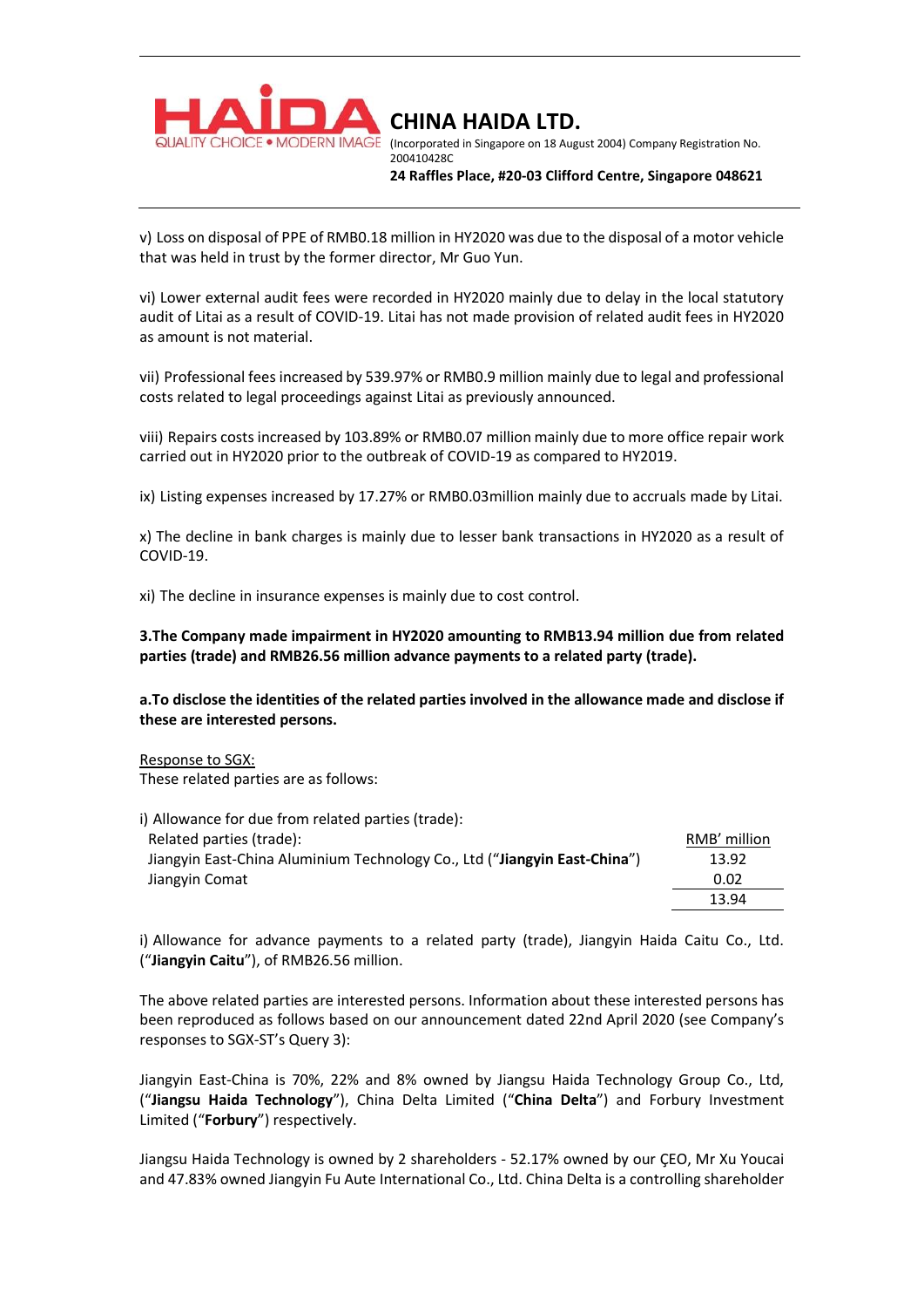v) Loss on disposal of PPE of RMB0.18 million in HY2020 was due to the disposal of a motor vehicle that was held in trust by the former director, Mr Guo Yun.

vi) Lower external audit fees were recorded in HY2020 mainly due to delay in the local statutory audit of Litai as a result of COVID-19. Litai has not made provision of related audit fees in HY2020 as amount is not material.

vii) Professional fees increased by 539.97% or RMB0.9 million mainly due to legal and professional costs related to legal proceedings against Litai as previously announced.

viii) Repairs costs increased by 103.89% or RMB0.07 million mainly due to more office repair work carried out in HY2020 prior to the outbreak of COVID-19 as compared to HY2019.

ix) Listing expenses increased by 17.27% or RMB0.03million mainly due to accruals made by Litai.

x) The decline in bank charges is mainly due to lesser bank transactions in HY2020 as a result of COVID-19.

xi) The decline in insurance expenses is mainly due to cost control.

**3.The Company made impairment in HY2020 amounting to RMB13.94 million due from related parties (trade) and RMB26.56 million advance payments to a related party (trade).**

**a.To disclose the identities of the related parties involved in the allowance made and disclose if these are interested persons.**

Response to SGX:
These related parties are as follows:

i) Allowance for due from related parties (trade):

| Related parties (trade): | RMB' million |
|---|---|
| Jiangyin East-China Aluminium Technology Co., Ltd ("**Jiangyin East-China**") | 13.92 |
| Jiangyin Comat | 0.02 |
| | 13.94 |

i) Allowance for advance payments to a related party (trade), Jiangyin Haida Caitu Co., Ltd. ("**Jiangyin Caitu**"), of RMB26.56 million.

The above related parties are interested persons. Information about these interested persons has been reproduced as follows based on our announcement dated 22nd April 2020 (see Company's responses to SGX-ST's Query 3):

Jiangyin East-China is 70%, 22% and 8% owned by Jiangsu Haida Technology Group Co., Ltd, ("**Jiangsu Haida Technology**"), China Delta Limited ("**China Delta**") and Forbury Investment Limited ("**Forbury**") respectively.

Jiangsu Haida Technology is owned by 2 shareholders - 52.17% owned by our ÇEO, Mr Xu Youcai and 47.83% owned Jiangyin Fu Aute International Co., Ltd. China Delta is a controlling shareholder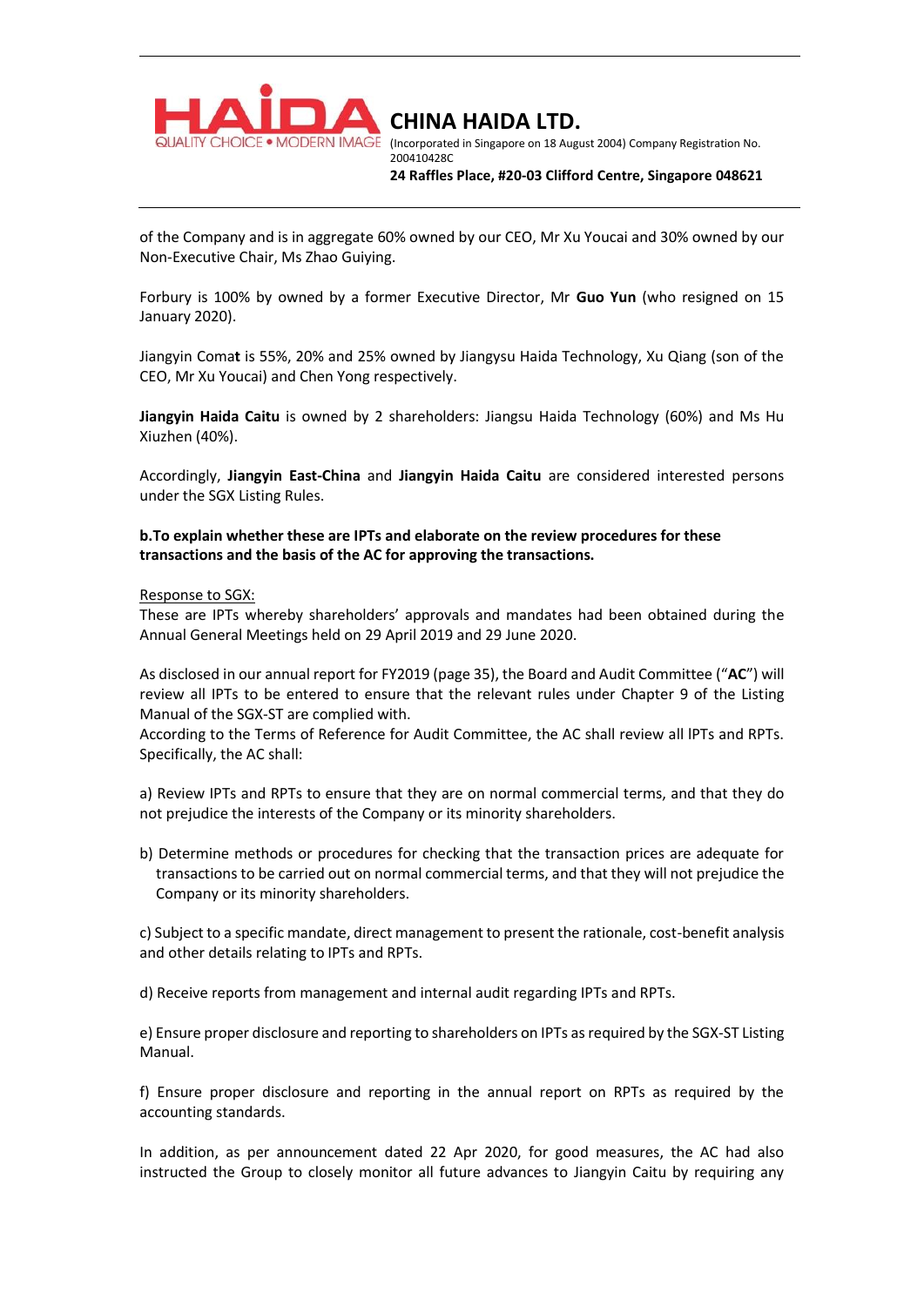of the Company and is in aggregate 60% owned by our CEO, Mr Xu Youcai and 30% owned by our Non-Executive Chair, Ms Zhao Guiying.

Forbury is 100% by owned by a former Executive Director, Mr **Guo Yun** (who resigned on 15 January 2020).

Jiangyin Coma**t** is 55%, 20% and 25% owned by Jiangysu Haida Technology, Xu Qiang (son of the CEO, Mr Xu Youcai) and Chen Yong respectively.

**Jiangyin Haida Caitu** is owned by 2 shareholders: Jiangsu Haida Technology (60%) and Ms Hu Xiuzhen (40%).

Accordingly, **Jiangyin East-China** and **Jiangyin Haida Caitu** are considered interested persons under the SGX Listing Rules.

**b.To explain whether these are IPTs and elaborate on the review procedures for these transactions and the basis of the AC for approving the transactions.**

Response to SGX:

These are IPTs whereby shareholders' approvals and mandates had been obtained during the Annual General Meetings held on 29 April 2019 and 29 June 2020.

As disclosed in our annual report for FY2019 (page 35), the Board and Audit Committee ("**AC**") will review all IPTs to be entered to ensure that the relevant rules under Chapter 9 of the Listing Manual of the SGX-ST are complied with.

According to the Terms of Reference for Audit Committee, the AC shall review all IPTs and RPTs. Specifically, the AC shall:

a) Review IPTs and RPTs to ensure that they are on normal commercial terms, and that they do not prejudice the interests of the Company or its minority shareholders.

b) Determine methods or procedures for checking that the transaction prices are adequate for transactions to be carried out on normal commercial terms, and that they will not prejudice the Company or its minority shareholders.

c) Subject to a specific mandate, direct management to present the rationale, cost-benefit analysis and other details relating to IPTs and RPTs.

d) Receive reports from management and internal audit regarding IPTs and RPTs.

e) Ensure proper disclosure and reporting to shareholders on IPTs as required by the SGX-ST Listing Manual.

f) Ensure proper disclosure and reporting in the annual report on RPTs as required by the accounting standards.

In addition, as per announcement dated 22 Apr 2020, for good measures, the AC had also instructed the Group to closely monitor all future advances to Jiangyin Caitu by requiring any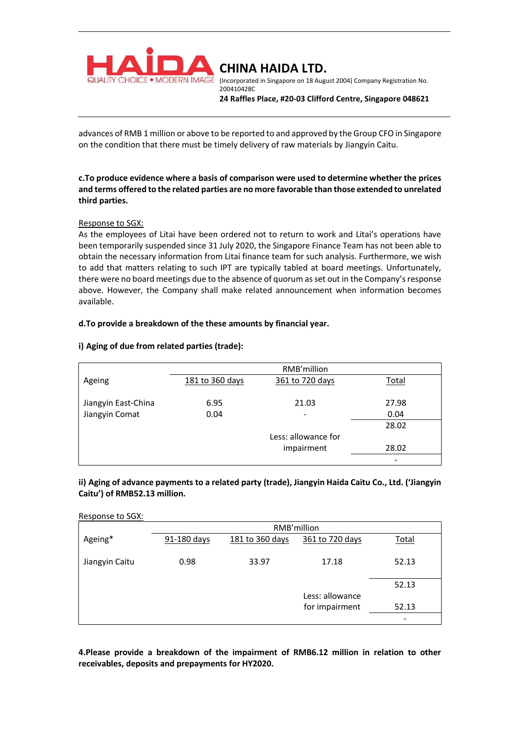advances of RMB 1 million or above to be reported to and approved by the Group CFO in Singapore on the condition that there must be timely delivery of raw materials by Jiangyin Caitu.

**c.To produce evidence where a basis of comparison were used to determine whether the prices and terms offered to the related parties are no more favorable than those extended to unrelated third parties.**

Response to SGX:
As the employees of Litai have been ordered not to return to work and Litai's operations have been temporarily suspended since 31 July 2020, the Singapore Finance Team has not been able to obtain the necessary information from Litai finance team for such analysis. Furthermore, we wish to add that matters relating to such IPT are typically tabled at board meetings. Unfortunately, there were no board meetings due to the absence of quorum as set out in the Company's response above. However, the Company shall make related announcement when information becomes available.

**d.To provide a breakdown of the these amounts by financial year.**

**i) Aging of due from related parties (trade):**

| | RMB'million | | |
|---|---|---|---|
| Ageing | 181 to 360 days | 361 to 720 days | Total |
| Jiangyin East-China | 6.95 | 21.03 | 27.98 |
| Jiangyin Comat | 0.04 | - | 0.04 |
| | | | 28.02 |
| | | Less: allowance for impairment | 28.02 |
| | | | - |

**ii) Aging of advance payments to a related party (trade), Jiangyin Haida Caitu Co., Ltd. ('Jiangyin Caitu') of RMB52.13 million.**

Response to SGX:

| | RMB'million | | | |
|---|---|---|---|---|
| Ageing* | 91-180 days | 181 to 360 days | 361 to 720 days | Total |
| Jiangyin Caitu | 0.98 | 33.97 | 17.18 | 52.13 |
| | | | | 52.13 |
| | | | Less: allowance for impairment | 52.13 |
| | | | | - |

**4.Please provide a breakdown of the impairment of RMB6.12 million in relation to other receivables, deposits and prepayments for HY2020.**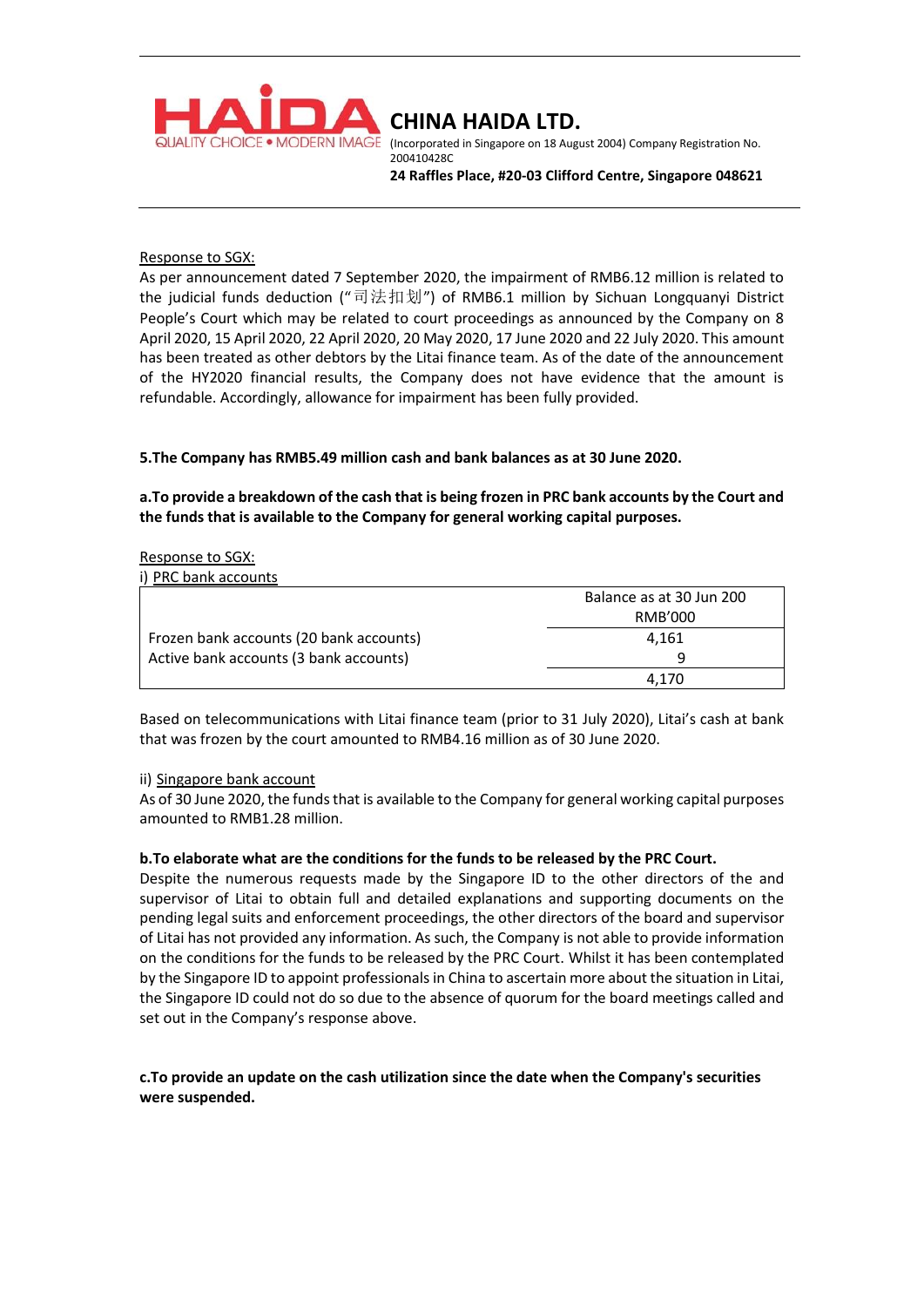Response to SGX:

As per announcement dated 7 September 2020, the impairment of RMB6.12 million is related to the judicial funds deduction ("司法扣划") of RMB6.1 million by Sichuan Longquanyi District People's Court which may be related to court proceedings as announced by the Company on 8 April 2020, 15 April 2020, 22 April 2020, 20 May 2020, 17 June 2020 and 22 July 2020. This amount has been treated as other debtors by the Litai finance team. As of the date of the announcement of the HY2020 financial results, the Company does not have evidence that the amount is refundable. Accordingly, allowance for impairment has been fully provided.

**5.The Company has RMB5.49 million cash and bank balances as at 30 June 2020.**

**a.To provide a breakdown of the cash that is being frozen in PRC bank accounts by the Court and the funds that is available to the Company for general working capital purposes.**

Response to SGX:

i) PRC bank accounts

| | Balance as at 30 Jun 200<br>RMB'000 |
|---|---|
| Frozen bank accounts (20 bank accounts) | 4,161 |
| Active bank accounts (3 bank accounts) | 9 |
| | 4,170 |

Based on telecommunications with Litai finance team (prior to 31 July 2020), Litai's cash at bank that was frozen by the court amounted to RMB4.16 million as of 30 June 2020.

ii) Singapore bank account

As of 30 June 2020, the funds that is available to the Company for general working capital purposes amounted to RMB1.28 million.

**b.To elaborate what are the conditions for the funds to be released by the PRC Court.**

Despite the numerous requests made by the Singapore ID to the other directors of the and supervisor of Litai to obtain full and detailed explanations and supporting documents on the pending legal suits and enforcement proceedings, the other directors of the board and supervisor of Litai has not provided any information. As such, the Company is not able to provide information on the conditions for the funds to be released by the PRC Court. Whilst it has been contemplated by the Singapore ID to appoint professionals in China to ascertain more about the situation in Litai, the Singapore ID could not do so due to the absence of quorum for the board meetings called and set out in the Company's response above.

**c.To provide an update on the cash utilization since the date when the Company's securities were suspended.**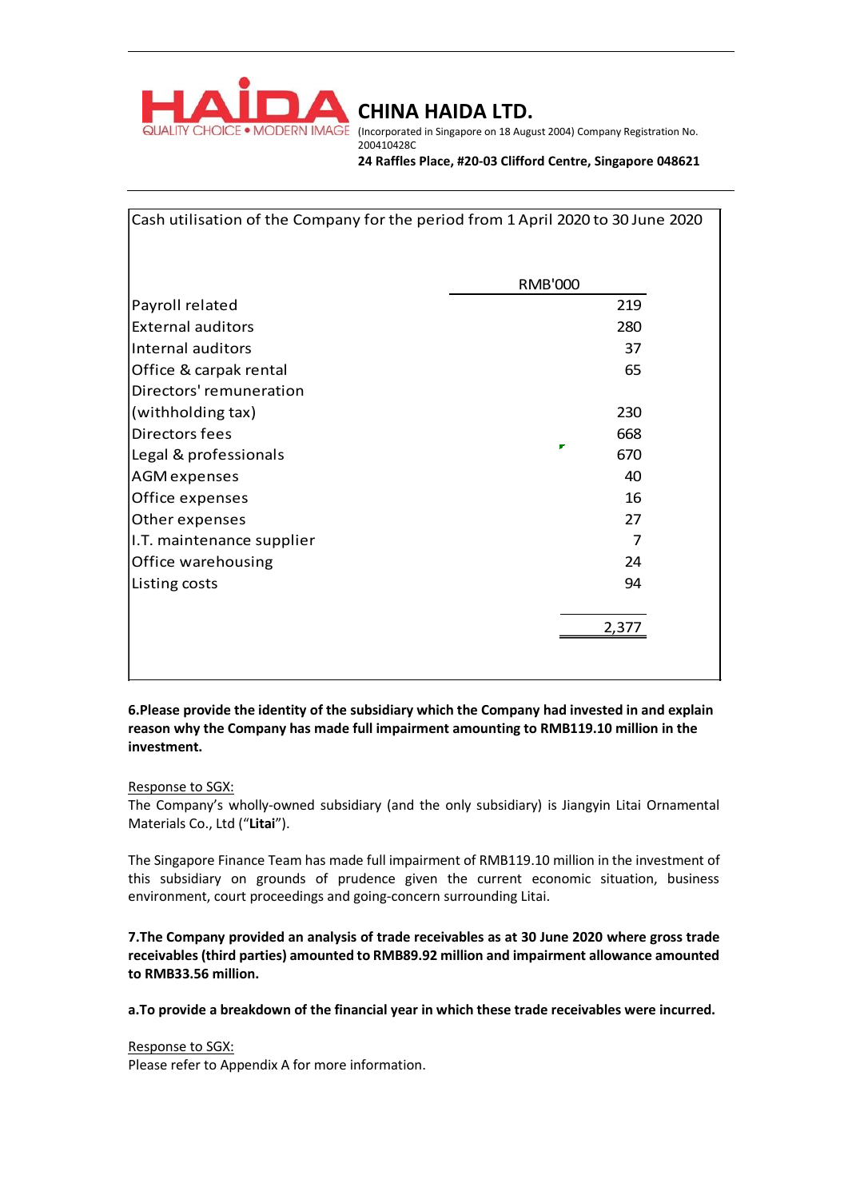**CHINA HAIDA LTD.**

(Incorporated in Singapore on 18 August 2004) Company Registration No. 200410428C

**24 Raffles Place, #20-03 Clifford Centre, Singapore 048621**

Cash utilisation of the Company for the period from 1 April 2020 to 30 June 2020

| | RMB'000 |
|---|---:|
| Payroll related | 219 |
| External auditors | 280 |
| Internal auditors | 37 |
| Office & carpak rental | 65 |
| Directors' remuneration (withholding tax) | 230 |
| Directors fees | 668 |
| Legal & professionals | 670 |
| AGM expenses | 40 |
| Office expenses | 16 |
| Other expenses | 27 |
| I.T. maintenance supplier | 7 |
| Office warehousing | 24 |
| Listing costs | 94 |
| | 2,377 |

**6.Please provide the identity of the subsidiary which the Company had invested in and explain reason why the Company has made full impairment amounting to RMB119.10 million in the investment.**

Response to SGX:

The Company's wholly-owned subsidiary (and the only subsidiary) is Jiangyin Litai Ornamental Materials Co., Ltd ("**Litai**").

The Singapore Finance Team has made full impairment of RMB119.10 million in the investment of this subsidiary on grounds of prudence given the current economic situation, business environment, court proceedings and going-concern surrounding Litai.

**7.The Company provided an analysis of trade receivables as at 30 June 2020 where gross trade receivables (third parties) amounted to RMB89.92 million and impairment allowance amounted to RMB33.56 million.**

**a.To provide a breakdown of the financial year in which these trade receivables were incurred.**

Response to SGX:

Please refer to Appendix A for more information.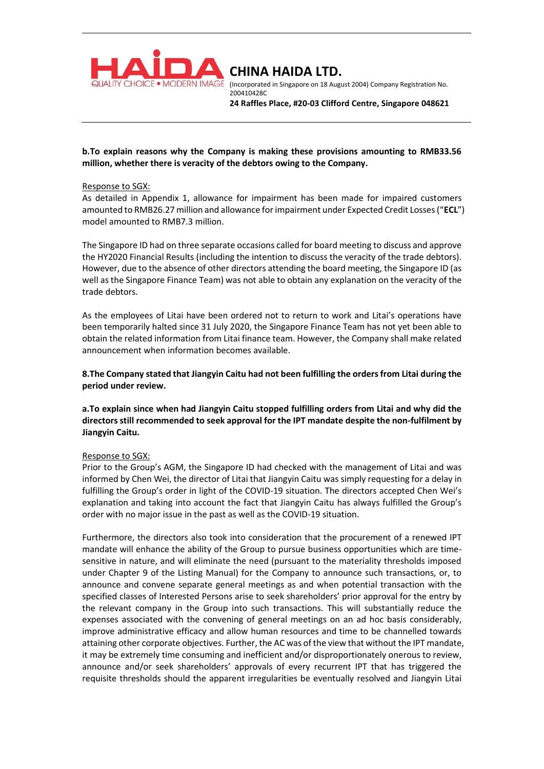**b.To explain reasons why the Company is making these provisions amounting to RMB33.56 million, whether there is veracity of the debtors owing to the Company.**

Response to SGX:

As detailed in Appendix 1, allowance for impairment has been made for impaired customers amounted to RMB26.27 million and allowance for impairment under Expected Credit Losses ("**ECL**") model amounted to RMB7.3 million.

The Singapore ID had on three separate occasions called for board meeting to discuss and approve the HY2020 Financial Results (including the intention to discuss the veracity of the trade debtors). However, due to the absence of other directors attending the board meeting, the Singapore ID (as well as the Singapore Finance Team) was not able to obtain any explanation on the veracity of the trade debtors.

As the employees of Litai have been ordered not to return to work and Litai's operations have been temporarily halted since 31 July 2020, the Singapore Finance Team has not yet been able to obtain the related information from Litai finance team. However, the Company shall make related announcement when information becomes available.

**8.The Company stated that Jiangyin Caitu had not been fulfilling the orders from Litai during the period under review.**

**a.To explain since when had Jiangyin Caitu stopped fulfilling orders from Litai and why did the directors still recommended to seek approval for the IPT mandate despite the non-fulfilment by Jiangyin Caitu.**

Response to SGX:

Prior to the Group's AGM, the Singapore ID had checked with the management of Litai and was informed by Chen Wei, the director of Litai that Jiangyin Caitu was simply requesting for a delay in fulfilling the Group's order in light of the COVID-19 situation. The directors accepted Chen Wei's explanation and taking into account the fact that Jiangyin Caitu has always fulfilled the Group's order with no major issue in the past as well as the COVID-19 situation.

Furthermore, the directors also took into consideration that the procurement of a renewed IPT mandate will enhance the ability of the Group to pursue business opportunities which are time-sensitive in nature, and will eliminate the need (pursuant to the materiality thresholds imposed under Chapter 9 of the Listing Manual) for the Company to announce such transactions, or, to announce and convene separate general meetings as and when potential transaction with the specified classes of Interested Persons arise to seek shareholders' prior approval for the entry by the relevant company in the Group into such transactions. This will substantially reduce the expenses associated with the convening of general meetings on an ad hoc basis considerably, improve administrative efficacy and allow human resources and time to be channelled towards attaining other corporate objectives. Further, the AC was of the view that without the IPT mandate, it may be extremely time consuming and inefficient and/or disproportionately onerous to review, announce and/or seek shareholders' approvals of every recurrent IPT that has triggered the requisite thresholds should the apparent irregularities be eventually resolved and Jiangyin Litai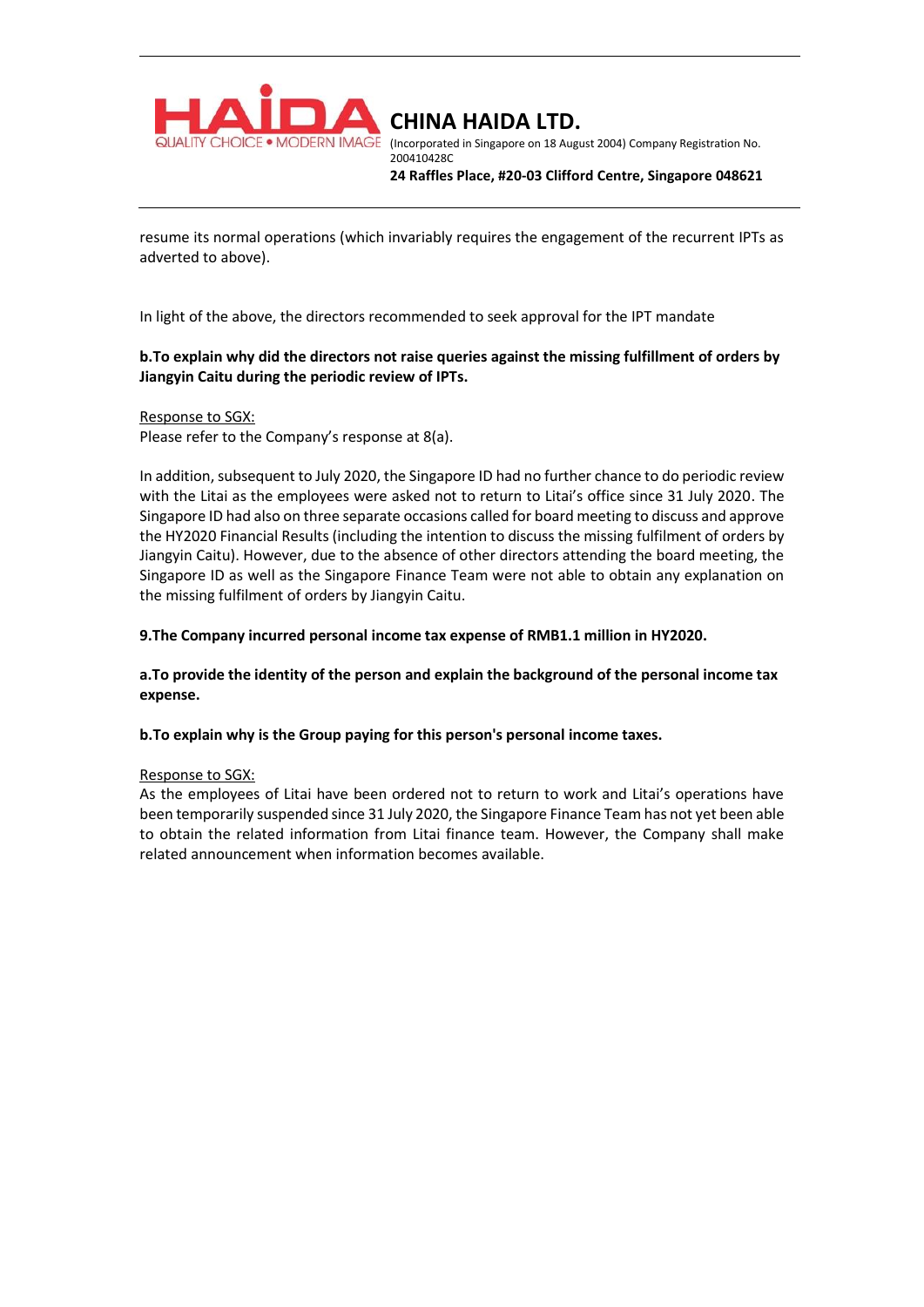resume its normal operations (which invariably requires the engagement of the recurrent IPTs as adverted to above).

In light of the above, the directors recommended to seek approval for the IPT mandate

**b.To explain why did the directors not raise queries against the missing fulfillment of orders by Jiangyin Caitu during the periodic review of IPTs.**

Response to SGX:
Please refer to the Company's response at 8(a).

In addition, subsequent to July 2020, the Singapore ID had no further chance to do periodic review with the Litai as the employees were asked not to return to Litai's office since 31 July 2020. The Singapore ID had also on three separate occasions called for board meeting to discuss and approve the HY2020 Financial Results (including the intention to discuss the missing fulfilment of orders by Jiangyin Caitu). However, due to the absence of other directors attending the board meeting, the Singapore ID as well as the Singapore Finance Team were not able to obtain any explanation on the missing fulfilment of orders by Jiangyin Caitu.

**9.The Company incurred personal income tax expense of RMB1.1 million in HY2020.**

**a.To provide the identity of the person and explain the background of the personal income tax expense.**

**b.To explain why is the Group paying for this person's personal income taxes.**

Response to SGX:
As the employees of Litai have been ordered not to return to work and Litai's operations have been temporarily suspended since 31 July 2020, the Singapore Finance Team has not yet been able to obtain the related information from Litai finance team. However, the Company shall make related announcement when information becomes available.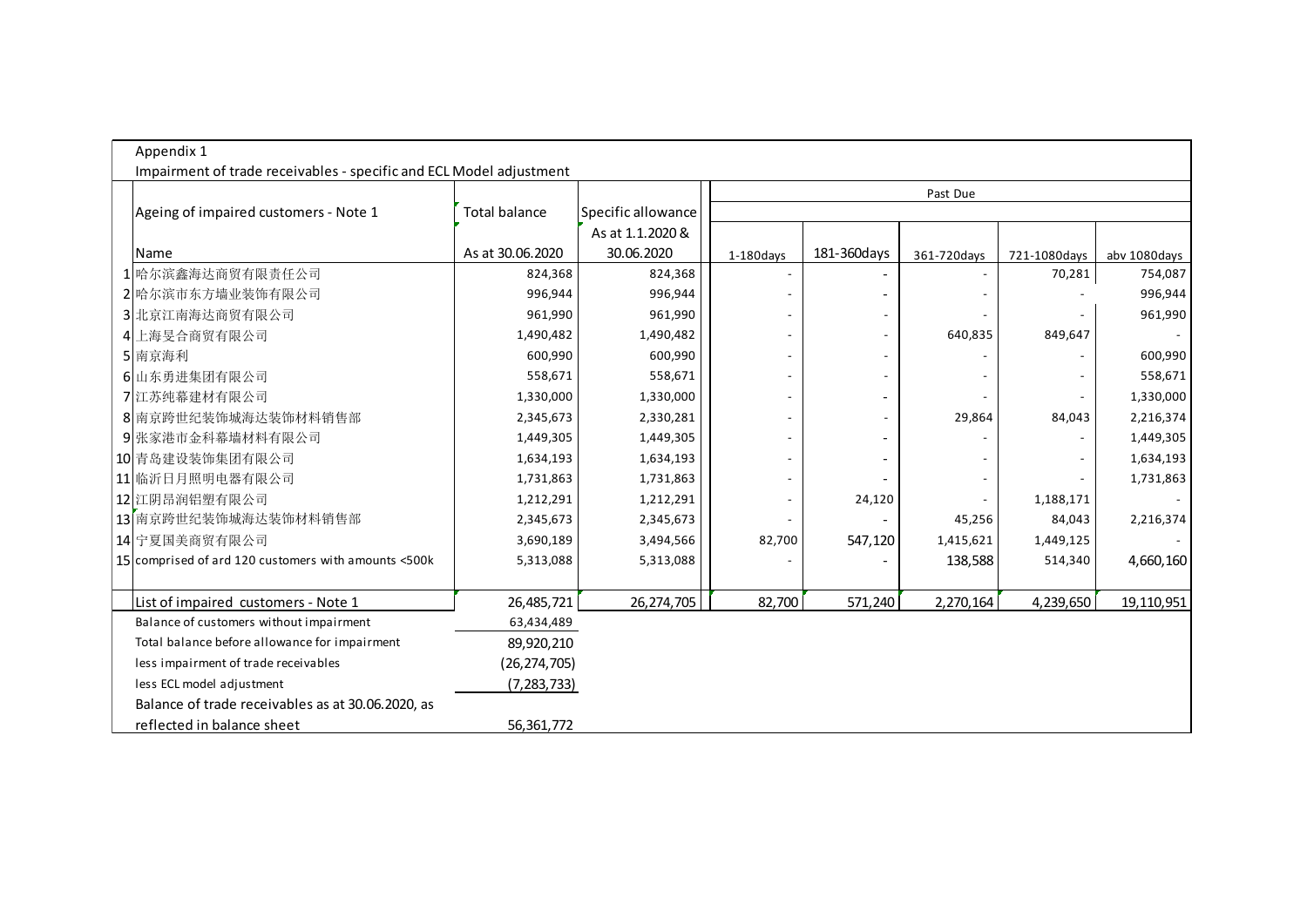Appendix 1

Impairment of trade receivables - specific and ECL Model adjustment

| | Ageing of impaired customers - Note 1 | Total balance | Specific allowance | Past Due | | | | |
|---|---|---|---|---|---|---|---|---|
| | | | As at 1.1.2020 & | | | | | |
| | Name | As at 30.06.2020 | 30.06.2020 | 1-180days | 181-360days | 361-720days | 721-1080days | abv 1080days |
| 1 | 哈尔滨鑫海达商贸有限责任公司 | 824,368 | 824,368 | - | - | - | 70,281 | 754,087 |
| 2 | 哈尔滨市东方墙业装饰有限公司 | 996,944 | 996,944 | - | - | - | - | 996,944 |
| 3 | 北京江南海达商贸有限公司 | 961,990 | 961,990 | - | - | - | - | 961,990 |
| 4 | 上海旻合商贸有限公司 | 1,490,482 | 1,490,482 | - | - | 640,835 | 849,647 | - |
| 5 | 南京海利 | 600,990 | 600,990 | - | - | - | - | 600,990 |
| 6 | 山东勇进集团有限公司 | 558,671 | 558,671 | - | - | - | - | 558,671 |
| 7 | 江苏纯幕建材有限公司 | 1,330,000 | 1,330,000 | - | - | - | - | 1,330,000 |
| 8 | 南京跨世纪装饰城海达装饰材料销售部 | 2,345,673 | 2,330,281 | - | - | 29,864 | 84,043 | 2,216,374 |
| 9 | 张家港市金科幕墙材料有限公司 | 1,449,305 | 1,449,305 | - | - | - | - | 1,449,305 |
| 10 | 青岛建设装饰集团有限公司 | 1,634,193 | 1,634,193 | - | - | - | - | 1,634,193 |
| 11 | 临沂日月照明电器有限公司 | 1,731,863 | 1,731,863 | - | - | - | - | 1,731,863 |
| 12 | 江阴昂润铝塑有限公司 | 1,212,291 | 1,212,291 | - | 24,120 | - | 1,188,171 | - |
| 13 | 南京跨世纪装饰城海达装饰材料销售部 | 2,345,673 | 2,345,673 | - | - | 45,256 | 84,043 | 2,216,374 |
| 14 | 宁夏国美商贸有限公司 | 3,690,189 | 3,494,566 | 82,700 | 547,120 | 1,415,621 | 1,449,125 | - |
| 15 | comprised of ard 120 customers with amounts <500k | 5,313,088 | 5,313,088 | - | - | 138,588 | 514,340 | 4,660,160 |
| | List of impaired customers - Note 1 | 26,485,721 | 26,274,705 | 82,700 | 571,240 | 2,270,164 | 4,239,650 | 19,110,951 |
| | Balance of customers without impairment | 63,434,489 | | | | | | |
| | Total balance before allowance for impairment | 89,920,210 | | | | | | |
| | less impairment of trade receivables | (26,274,705) | | | | | | |
| | less ECL model adjustment | (7,283,733) | | | | | | |
| | Balance of trade receivables as at 30.06.2020, as reflected in balance sheet | 56,361,772 | | | | | | |